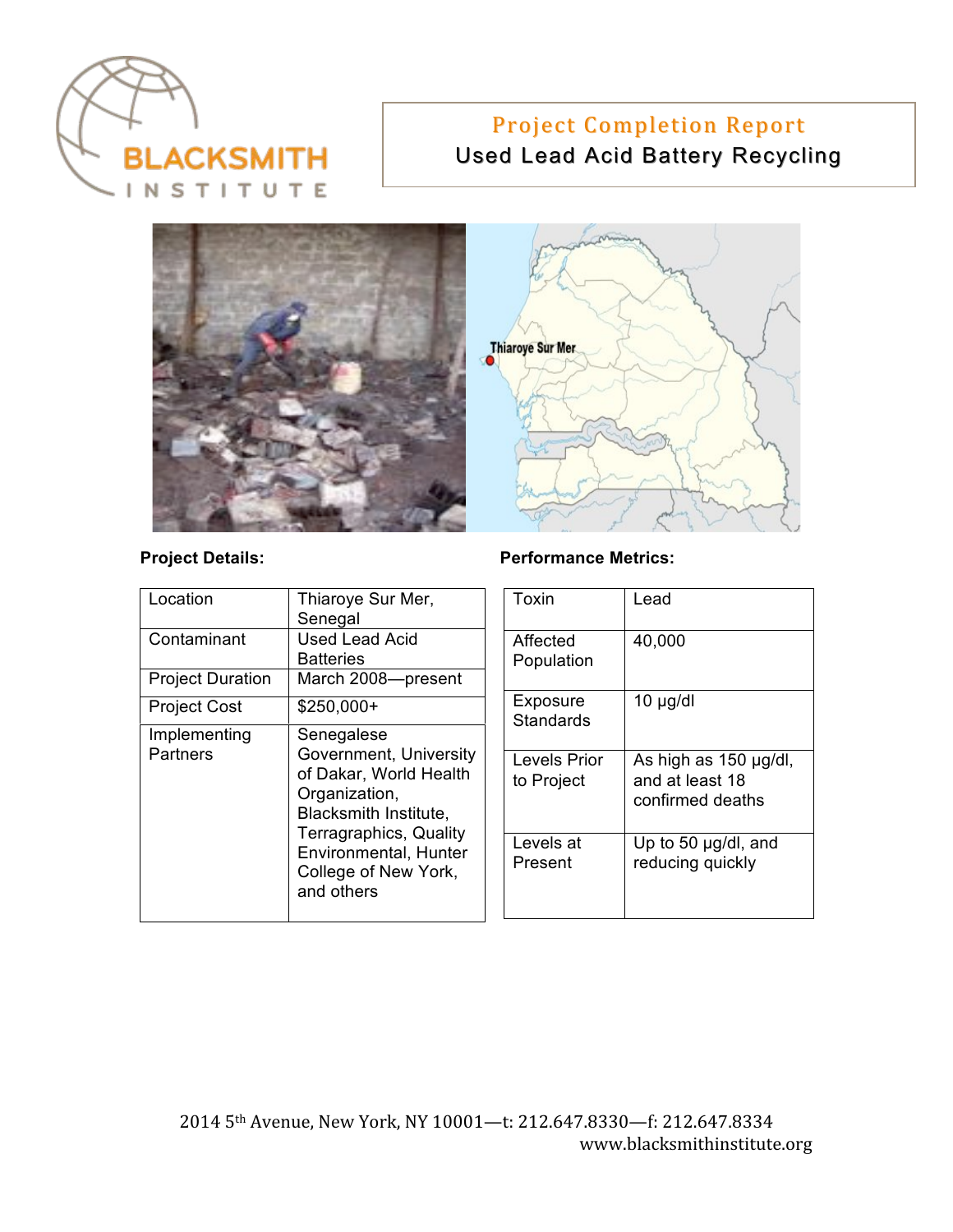# Project Completion Report

## Used Lead Acid Battery Recycling

Thiaroye Sur Mer

**Project Details:**

| Location | Thiaroye Sur Mer, Senegal |
|---|---|
| Contaminant | Used Lead Acid Batteries |
| Project Duration | March 2008—present |
| Project Cost | $250,000+ |
| Implementing Partners | Senegalese Government, University of Dakar, World Health Organization, Blacksmith Institute, Terragraphics, Quality Environmental, Hunter College of New York, and others |

**Performance Metrics:**

| Toxin | Lead |
|---|---|
| Affected Population | 40,000 |
| Exposure Standards | 10 μg/dl |
| Levels Prior to Project | As high as 150 μg/dl, and at least 18 confirmed deaths |
| Levels at Present | Up to 50 μg/dl, and reducing quickly |

2014 5th Avenue, New York, NY 10001—t: 212.647.8330—f: 212.647.8334
www.blacksmithinstitute.org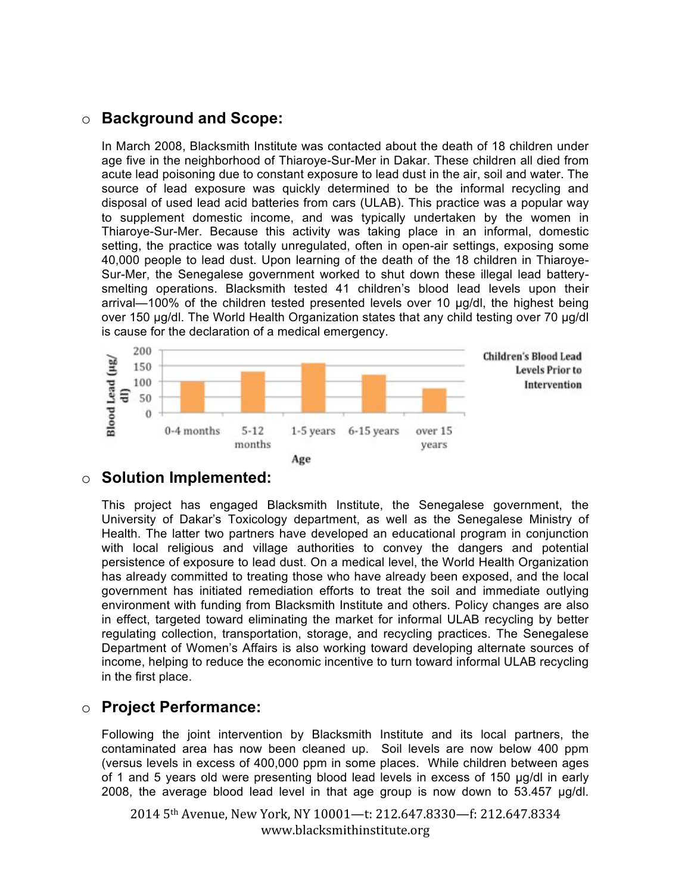## Background and Scope:

In March 2008, Blacksmith Institute was contacted about the death of 18 children under age five in the neighborhood of Thiaroye-Sur-Mer in Dakar. These children all died from acute lead poisoning due to constant exposure to lead dust in the air, soil and water. The source of lead exposure was quickly determined to be the informal recycling and disposal of used lead acid batteries from cars (ULAB). This practice was a popular way to supplement domestic income, and was typically undertaken by the women in Thiaroye-Sur-Mer. Because this activity was taking place in an informal, domestic setting, the practice was totally unregulated, often in open-air settings, exposing some 40,000 people to lead dust. Upon learning of the death of the 18 children in Thiaroye-Sur-Mer, the Senegalese government worked to shut down these illegal lead battery-smelting operations. Blacksmith tested 41 children's blood lead levels upon their arrival—100% of the children tested presented levels over 10 µg/dl, the highest being over 150 µg/dl. The World Health Organization states that any child testing over 70 µg/dl is cause for the declaration of a medical emergency.

**Children's Blood Lead Levels Prior to Intervention**

| Age | Blood Lead (µg/dl) |
|---|---|
| 0-4 months | ~100 |
| 5-12 months | ~130 |
| 1-5 years | ~155 |
| 6-15 years | ~120 |
| over 15 years | ~75 |

## Solution Implemented:

This project has engaged Blacksmith Institute, the Senegalese government, the University of Dakar's Toxicology department, as well as the Senegalese Ministry of Health. The latter two partners have developed an educational program in conjunction with local religious and village authorities to convey the dangers and potential persistence of exposure to lead dust. On a medical level, the World Health Organization has already committed to treating those who have already been exposed, and the local government has initiated remediation efforts to treat the soil and immediate outlying environment with funding from Blacksmith Institute and others. Policy changes are also in effect, targeted toward eliminating the market for informal ULAB recycling by better regulating collection, transportation, storage, and recycling practices. The Senegalese Department of Women's Affairs is also working toward developing alternate sources of income, helping to reduce the economic incentive to turn toward informal ULAB recycling in the first place.

## Project Performance:

Following the joint intervention by Blacksmith Institute and its local partners, the contaminated area has now been cleaned up. Soil levels are now below 400 ppm (versus levels in excess of 400,000 ppm in some places. While children between ages of 1 and 5 years old were presenting blood lead levels in excess of 150 µg/dl in early 2008, the average blood lead level in that age group is now down to 53.457 µg/dl.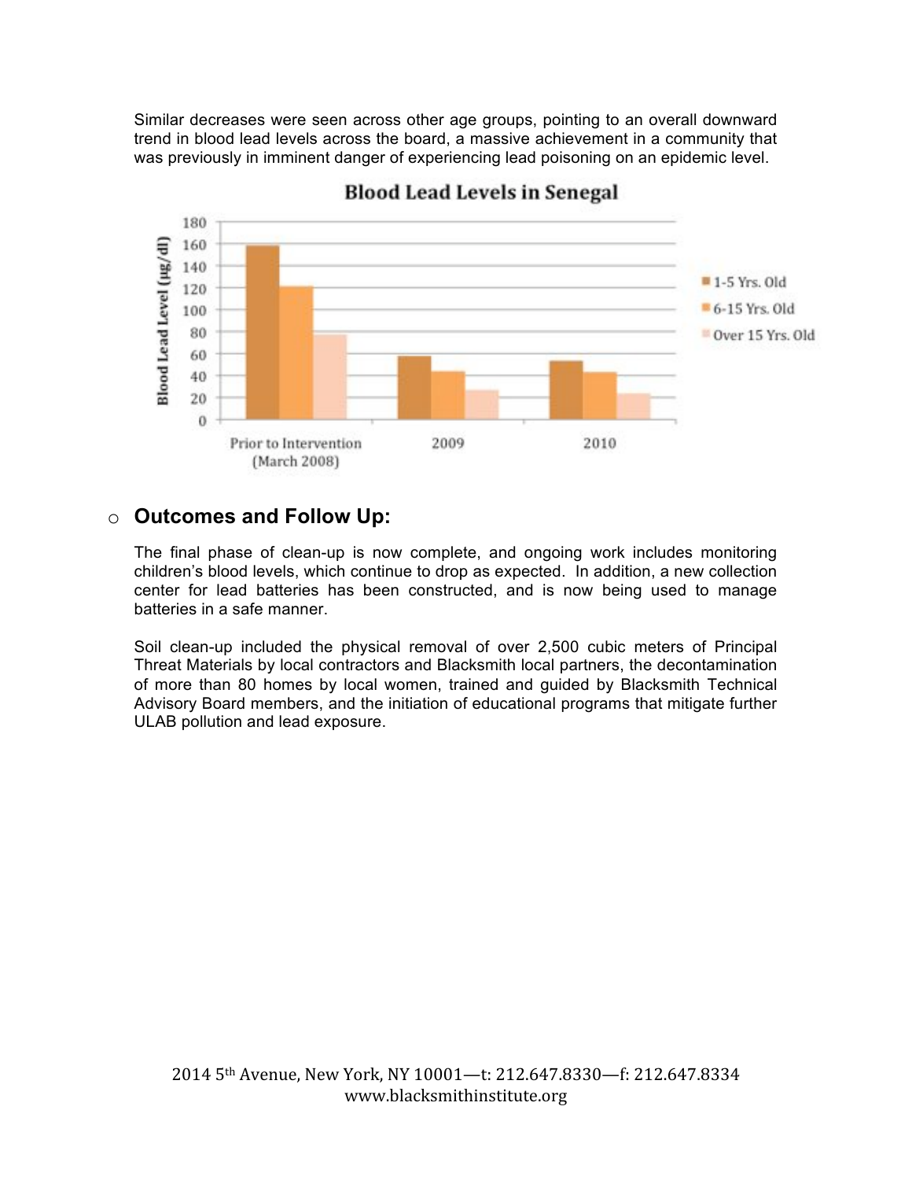Similar decreases were seen across other age groups, pointing to an overall downward trend in blood lead levels across the board, a massive achievement in a community that was previously in imminent danger of experiencing lead poisoning on an epidemic level.

Blood Lead Levels in Senegal

Blood Lead Level (μg/dl)

180
160
140
120
100
80
60
40
20
0

Prior to Intervention (March 2008)
2009
2010

1-5 Yrs. Old
6-15 Yrs. Old
Over 15 Yrs. Old

- **Outcomes and Follow Up:**

The final phase of clean-up is now complete, and ongoing work includes monitoring children's blood levels, which continue to drop as expected. In addition, a new collection center for lead batteries has been constructed, and is now being used to manage batteries in a safe manner.

Soil clean-up included the physical removal of over 2,500 cubic meters of Principal Threat Materials by local contractors and Blacksmith local partners, the decontamination of more than 80 homes by local women, trained and guided by Blacksmith Technical Advisory Board members, and the initiation of educational programs that mitigate further ULAB pollution and lead exposure.